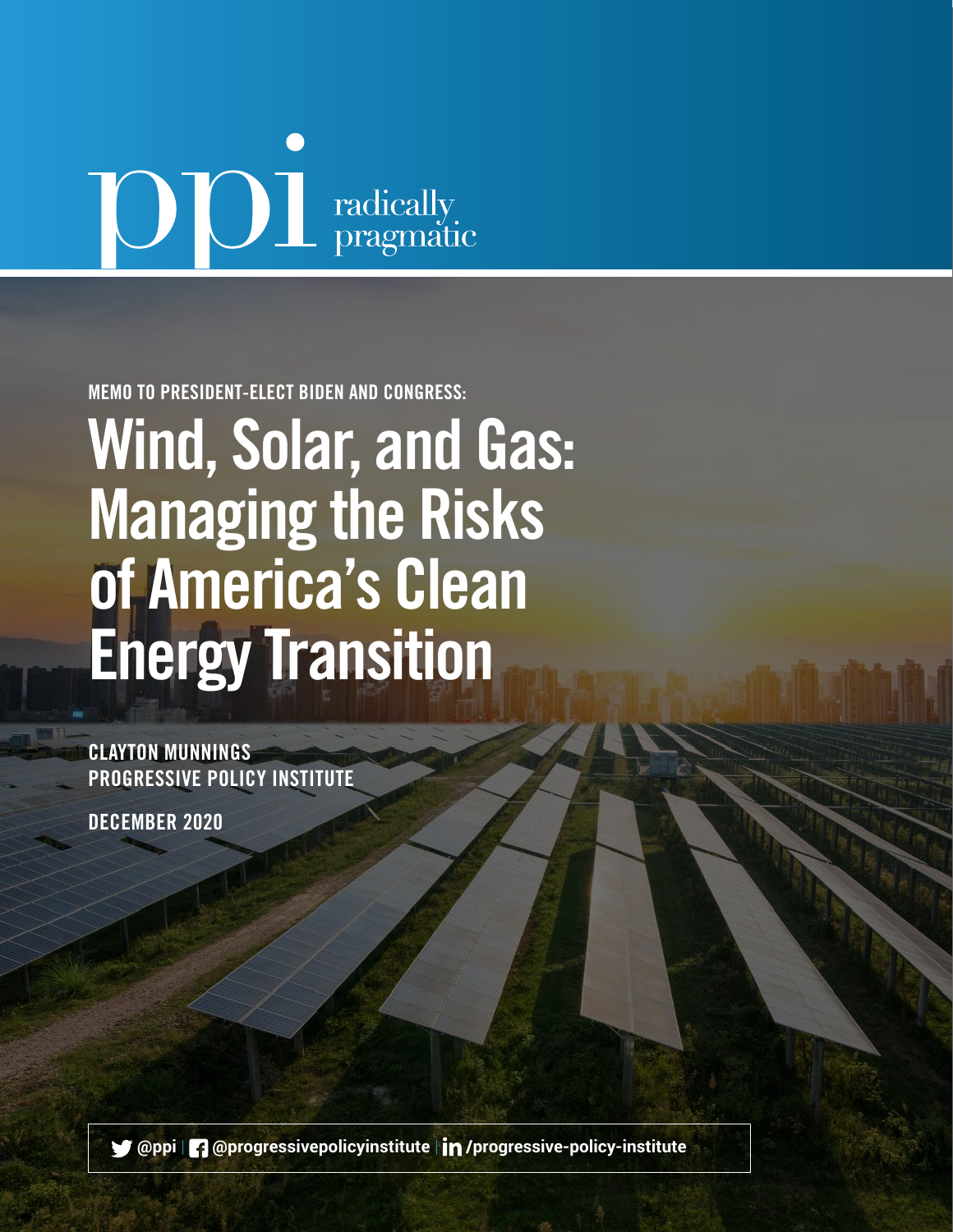ppi radically pragmatic

MEMO TO PRESIDENT-ELECT BIDEN AND CONGRESS:

# Wind, Solar, and Gas: Managing the Risks of America's Clean Energy Transition

CLAYTON MUNNINGS
PROGRESSIVE POLICY INSTITUTE

DECEMBER 2020

@ppi | @progressivepolicyinstitute | /progressive-policy-institute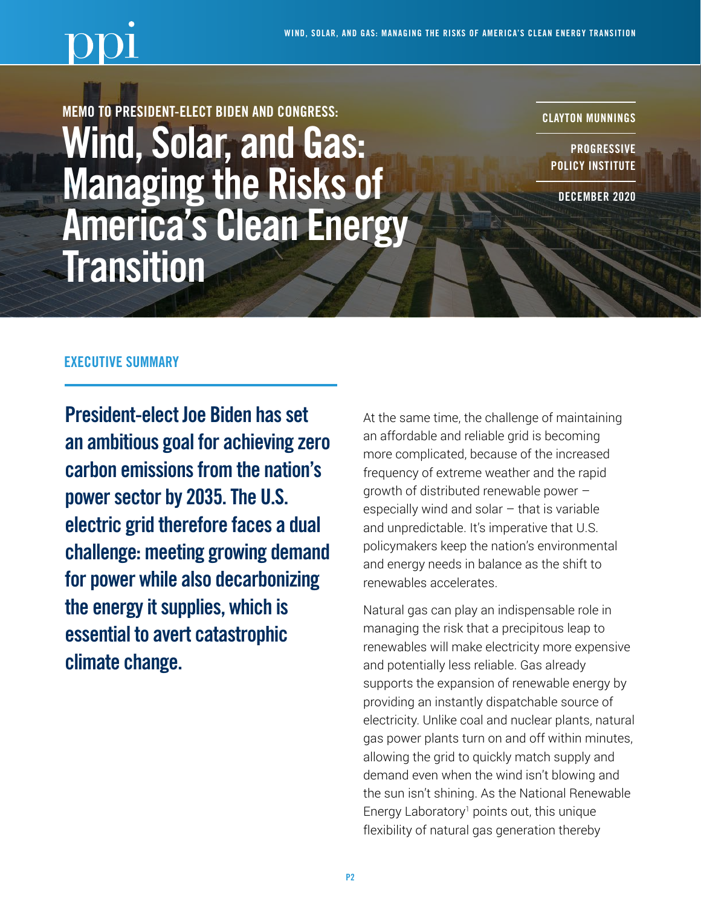MEMO TO PRESIDENT-ELECT BIDEN AND CONGRESS:

# Wind, Solar, and Gas: Managing the Risks of America's Clean Energy Transition

CLAYTON MUNNINGS

PROGRESSIVE POLICY INSTITUTE

DECEMBER 2020

## EXECUTIVE SUMMARY

**President-elect Joe Biden has set an ambitious goal for achieving zero carbon emissions from the nation's power sector by 2035. The U.S. electric grid therefore faces a dual challenge: meeting growing demand for power while also decarbonizing the energy it supplies, which is essential to avert catastrophic climate change.**

At the same time, the challenge of maintaining an affordable and reliable grid is becoming more complicated, because of the increased frequency of extreme weather and the rapid growth of distributed renewable power – especially wind and solar – that is variable and unpredictable. It's imperative that U.S. policymakers keep the nation's environmental and energy needs in balance as the shift to renewables accelerates.

Natural gas can play an indispensable role in managing the risk that a precipitous leap to renewables will make electricity more expensive and potentially less reliable. Gas already supports the expansion of renewable energy by providing an instantly dispatchable source of electricity. Unlike coal and nuclear plants, natural gas power plants turn on and off within minutes, allowing the grid to quickly match supply and demand even when the wind isn't blowing and the sun isn't shining. As the National Renewable Energy Laboratory[1] points out, this unique flexibility of natural gas generation thereby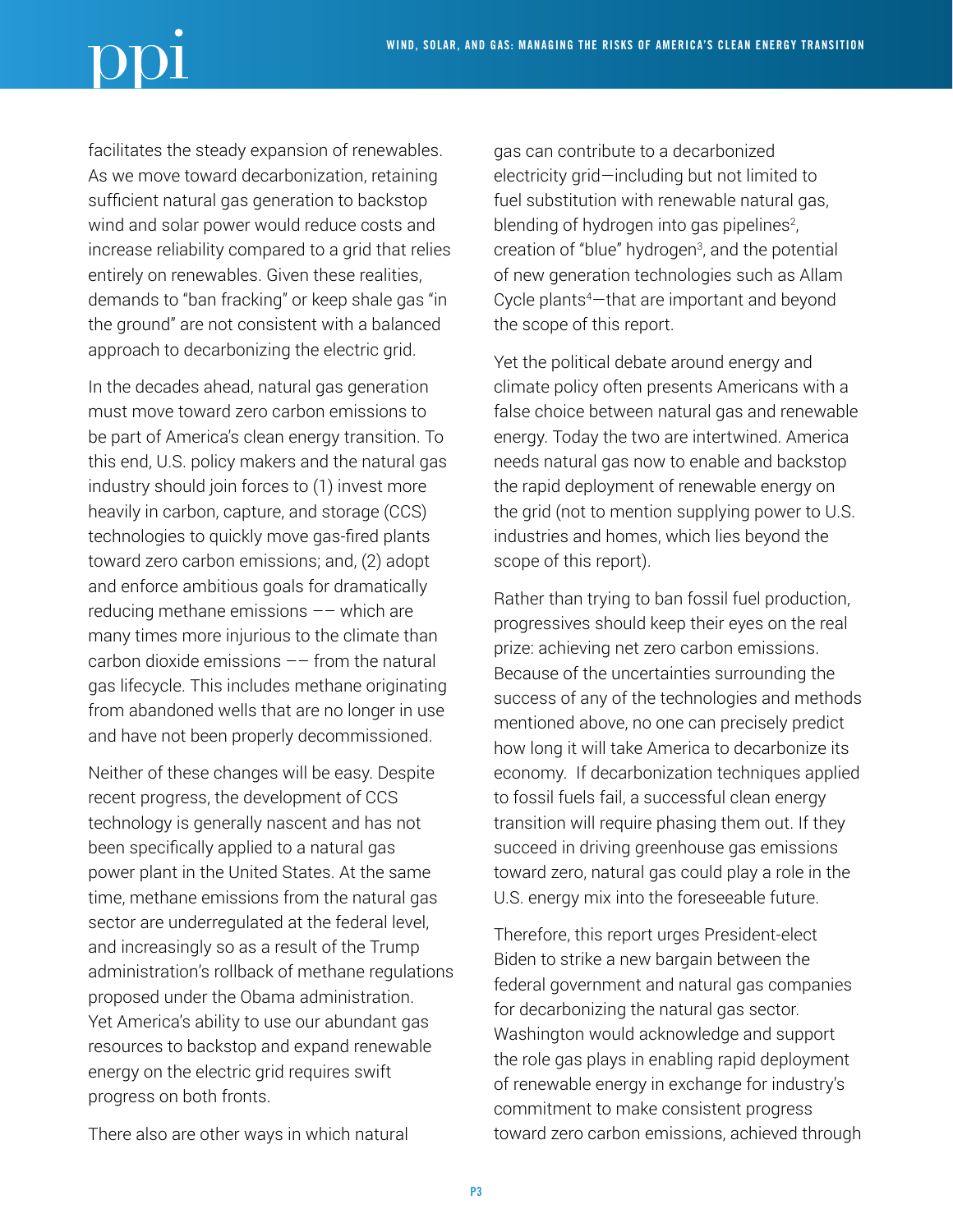facilitates the steady expansion of renewables. As we move toward decarbonization, retaining sufficient natural gas generation to backstop wind and solar power would reduce costs and increase reliability compared to a grid that relies entirely on renewables. Given these realities, demands to "ban fracking" or keep shale gas "in the ground" are not consistent with a balanced approach to decarbonizing the electric grid.

In the decades ahead, natural gas generation must move toward zero carbon emissions to be part of America's clean energy transition. To this end, U.S. policy makers and the natural gas industry should join forces to (1) invest more heavily in carbon, capture, and storage (CCS) technologies to quickly move gas-fired plants toward zero carbon emissions; and, (2) adopt and enforce ambitious goals for dramatically reducing methane emissions –– which are many times more injurious to the climate than carbon dioxide emissions –– from the natural gas lifecycle. This includes methane originating from abandoned wells that are no longer in use and have not been properly decommissioned.

Neither of these changes will be easy. Despite recent progress, the development of CCS technology is generally nascent and has not been specifically applied to a natural gas power plant in the United States. At the same time, methane emissions from the natural gas sector are underregulated at the federal level, and increasingly so as a result of the Trump administration's rollback of methane regulations proposed under the Obama administration. Yet America's ability to use our abundant gas resources to backstop and expand renewable energy on the electric grid requires swift progress on both fronts.

There also are other ways in which natural gas can contribute to a decarbonized electricity grid—including but not limited to fuel substitution with renewable natural gas, blending of hydrogen into gas pipelines[2], creation of "blue" hydrogen[3], and the potential of new generation technologies such as Allam Cycle plants[4]—that are important and beyond the scope of this report.

Yet the political debate around energy and climate policy often presents Americans with a false choice between natural gas and renewable energy. Today the two are intertwined. America needs natural gas now to enable and backstop the rapid deployment of renewable energy on the grid (not to mention supplying power to U.S. industries and homes, which lies beyond the scope of this report).

Rather than trying to ban fossil fuel production, progressives should keep their eyes on the real prize: achieving net zero carbon emissions. Because of the uncertainties surrounding the success of any of the technologies and methods mentioned above, no one can precisely predict how long it will take America to decarbonize its economy. If decarbonization techniques applied to fossil fuels fail, a successful clean energy transition will require phasing them out. If they succeed in driving greenhouse gas emissions toward zero, natural gas could play a role in the U.S. energy mix into the foreseeable future.

Therefore, this report urges President-elect Biden to strike a new bargain between the federal government and natural gas companies for decarbonizing the natural gas sector. Washington would acknowledge and support the role gas plays in enabling rapid deployment of renewable energy in exchange for industry's commitment to make consistent progress toward zero carbon emissions, achieved through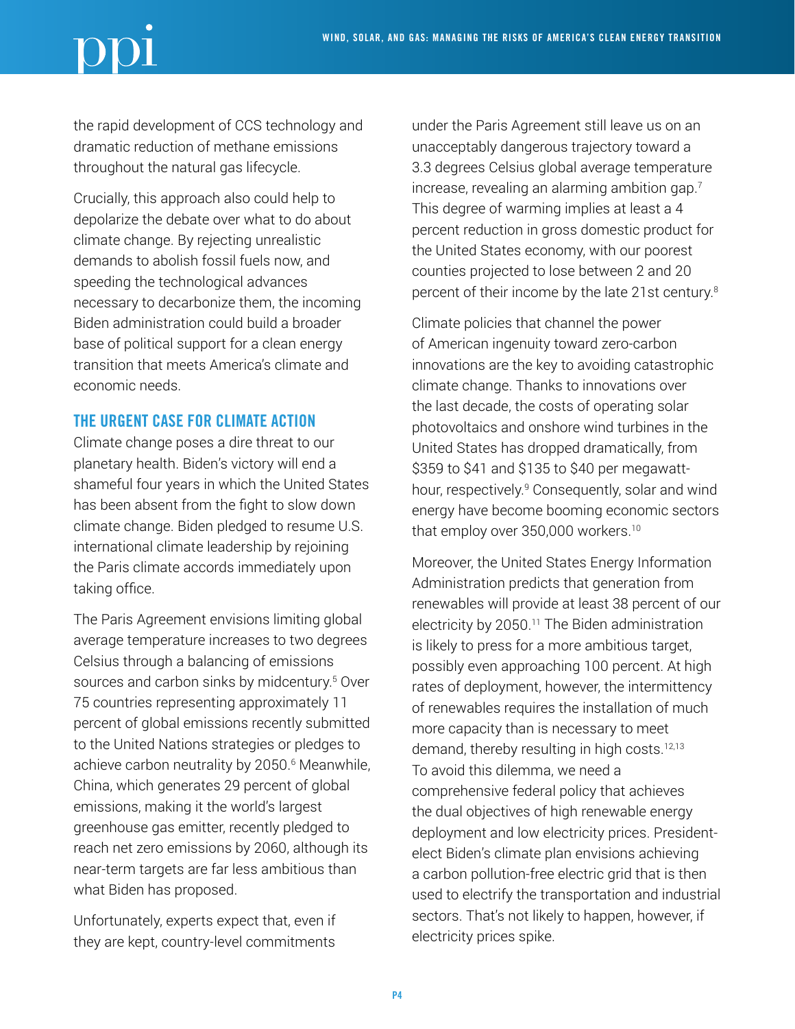the rapid development of CCS technology and dramatic reduction of methane emissions throughout the natural gas lifecycle.

Crucially, this approach also could help to depolarize the debate over what to do about climate change. By rejecting unrealistic demands to abolish fossil fuels now, and speeding the technological advances necessary to decarbonize them, the incoming Biden administration could build a broader base of political support for a clean energy transition that meets America's climate and economic needs.

## THE URGENT CASE FOR CLIMATE ACTION

Climate change poses a dire threat to our planetary health. Biden's victory will end a shameful four years in which the United States has been absent from the fight to slow down climate change. Biden pledged to resume U.S. international climate leadership by rejoining the Paris climate accords immediately upon taking office.

The Paris Agreement envisions limiting global average temperature increases to two degrees Celsius through a balancing of emissions sources and carbon sinks by midcentury.[5] Over 75 countries representing approximately 11 percent of global emissions recently submitted to the United Nations strategies or pledges to achieve carbon neutrality by 2050.[6] Meanwhile, China, which generates 29 percent of global emissions, making it the world's largest greenhouse gas emitter, recently pledged to reach net zero emissions by 2060, although its near-term targets are far less ambitious than what Biden has proposed.

Unfortunately, experts expect that, even if they are kept, country-level commitments under the Paris Agreement still leave us on an unacceptably dangerous trajectory toward a 3.3 degrees Celsius global average temperature increase, revealing an alarming ambition gap.[7] This degree of warming implies at least a 4 percent reduction in gross domestic product for the United States economy, with our poorest counties projected to lose between 2 and 20 percent of their income by the late 21st century.[8]

Climate policies that channel the power of American ingenuity toward zero-carbon innovations are the key to avoiding catastrophic climate change. Thanks to innovations over the last decade, the costs of operating solar photovoltaics and onshore wind turbines in the United States has dropped dramatically, from $359 to $41 and $135 to $40 per megawatt-hour, respectively.[9] Consequently, solar and wind energy have become booming economic sectors that employ over 350,000 workers.[10]

Moreover, the United States Energy Information Administration predicts that generation from renewables will provide at least 38 percent of our electricity by 2050.[11] The Biden administration is likely to press for a more ambitious target, possibly even approaching 100 percent. At high rates of deployment, however, the intermittency of renewables requires the installation of much more capacity than is necessary to meet demand, thereby resulting in high costs.[12,13] To avoid this dilemma, we need a comprehensive federal policy that achieves the dual objectives of high renewable energy deployment and low electricity prices. President-elect Biden's climate plan envisions achieving a carbon pollution-free electric grid that is then used to electrify the transportation and industrial sectors. That's not likely to happen, however, if electricity prices spike.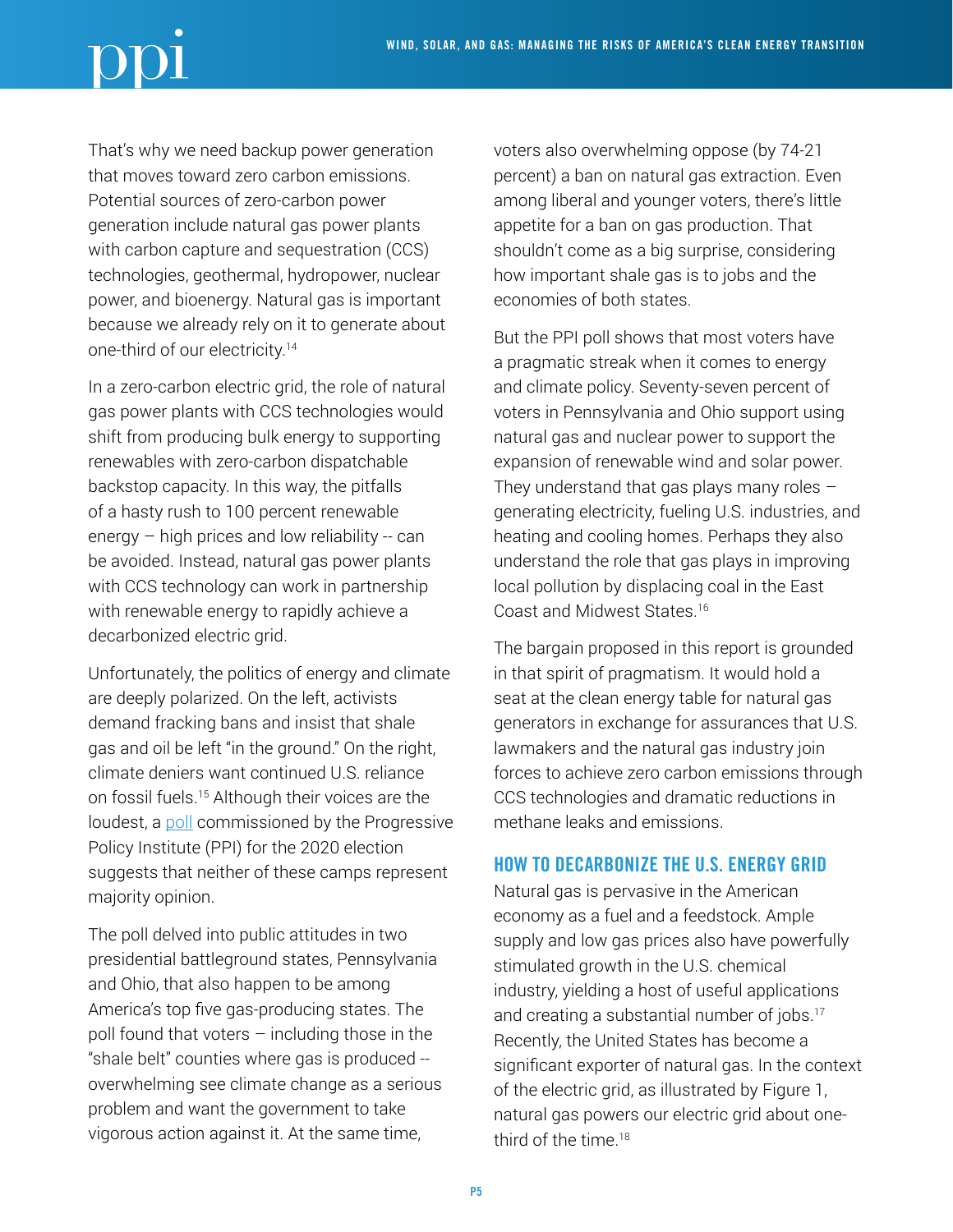That's why we need backup power generation that moves toward zero carbon emissions. Potential sources of zero-carbon power generation include natural gas power plants with carbon capture and sequestration (CCS) technologies, geothermal, hydropower, nuclear power, and bioenergy. Natural gas is important because we already rely on it to generate about one-third of our electricity.[14]

In a zero-carbon electric grid, the role of natural gas power plants with CCS technologies would shift from producing bulk energy to supporting renewables with zero-carbon dispatchable backstop capacity. In this way, the pitfalls of a hasty rush to 100 percent renewable energy – high prices and low reliability -- can be avoided. Instead, natural gas power plants with CCS technology can work in partnership with renewable energy to rapidly achieve a decarbonized electric grid.

Unfortunately, the politics of energy and climate are deeply polarized. On the left, activists demand fracking bans and insist that shale gas and oil be left "in the ground." On the right, climate deniers want continued U.S. reliance on fossil fuels.[15] Although their voices are the loudest, a poll commissioned by the Progressive Policy Institute (PPI) for the 2020 election suggests that neither of these camps represent majority opinion.

The poll delved into public attitudes in two presidential battleground states, Pennsylvania and Ohio, that also happen to be among America's top five gas-producing states. The poll found that voters – including those in the "shale belt" counties where gas is produced -- overwhelming see climate change as a serious problem and want the government to take vigorous action against it. At the same time, voters also overwhelming oppose (by 74-21 percent) a ban on natural gas extraction. Even among liberal and younger voters, there's little appetite for a ban on gas production. That shouldn't come as a big surprise, considering how important shale gas is to jobs and the economies of both states.

But the PPI poll shows that most voters have a pragmatic streak when it comes to energy and climate policy. Seventy-seven percent of voters in Pennsylvania and Ohio support using natural gas and nuclear power to support the expansion of renewable wind and solar power. They understand that gas plays many roles – generating electricity, fueling U.S. industries, and heating and cooling homes. Perhaps they also understand the role that gas plays in improving local pollution by displacing coal in the East Coast and Midwest States.[16]

The bargain proposed in this report is grounded in that spirit of pragmatism. It would hold a seat at the clean energy table for natural gas generators in exchange for assurances that U.S. lawmakers and the natural gas industry join forces to achieve zero carbon emissions through CCS technologies and dramatic reductions in methane leaks and emissions.

## HOW TO DECARBONIZE THE U.S. ENERGY GRID

Natural gas is pervasive in the American economy as a fuel and a feedstock. Ample supply and low gas prices also have powerfully stimulated growth in the U.S. chemical industry, yielding a host of useful applications and creating a substantial number of jobs.[17] Recently, the United States has become a significant exporter of natural gas. In the context of the electric grid, as illustrated by Figure 1, natural gas powers our electric grid about one-third of the time.[18]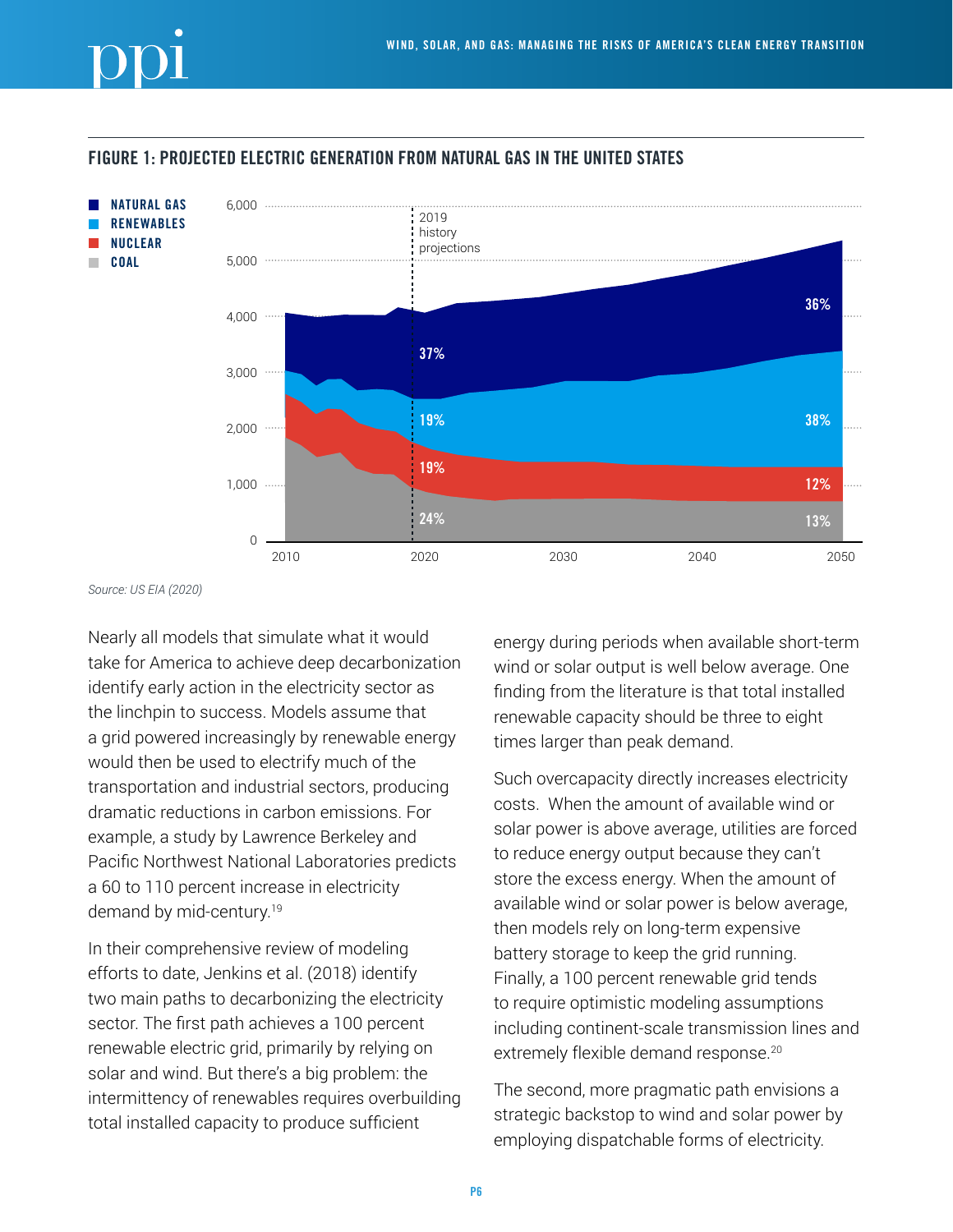## FIGURE 1: PROJECTED ELECTRIC GENERATION FROM NATURAL GAS IN THE UNITED STATES

Source: US EIA (2020)

Nearly all models that simulate what it would take for America to achieve deep decarbonization identify early action in the electricity sector as the linchpin to success. Models assume that a grid powered increasingly by renewable energy would then be used to electrify much of the transportation and industrial sectors, producing dramatic reductions in carbon emissions. For example, a study by Lawrence Berkeley and Pacific Northwest National Laboratories predicts a 60 to 110 percent increase in electricity demand by mid-century.[19]

In their comprehensive review of modeling efforts to date, Jenkins et al. (2018) identify two main paths to decarbonizing the electricity sector. The first path achieves a 100 percent renewable electric grid, primarily by relying on solar and wind. But there's a big problem: the intermittency of renewables requires overbuilding total installed capacity to produce sufficient energy during periods when available short-term wind or solar output is well below average. One finding from the literature is that total installed renewable capacity should be three to eight times larger than peak demand.

Such overcapacity directly increases electricity costs. When the amount of available wind or solar power is above average, utilities are forced to reduce energy output because they can't store the excess energy. When the amount of available wind or solar power is below average, then models rely on long-term expensive battery storage to keep the grid running. Finally, a 100 percent renewable grid tends to require optimistic modeling assumptions including continent-scale transmission lines and extremely flexible demand response.[20]

The second, more pragmatic path envisions a strategic backstop to wind and solar power by employing dispatchable forms of electricity.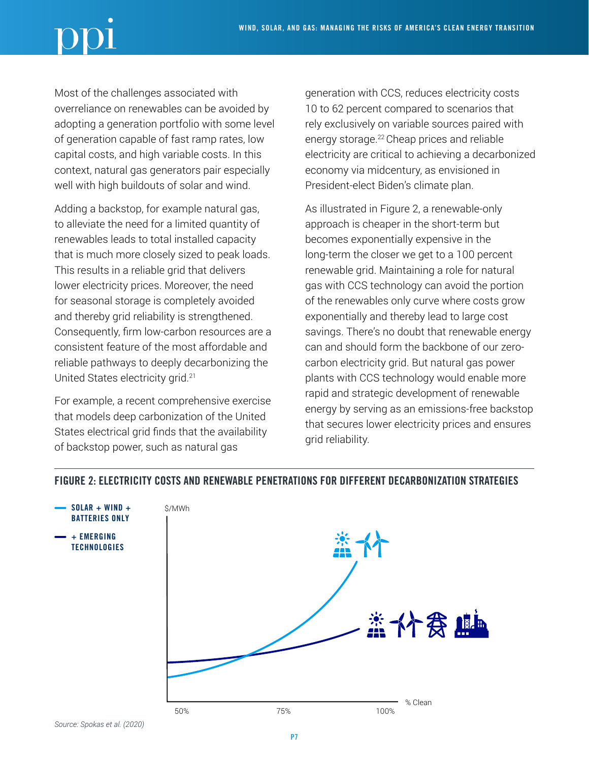Most of the challenges associated with overreliance on renewables can be avoided by adopting a generation portfolio with some level of generation capable of fast ramp rates, low capital costs, and high variable costs. In this context, natural gas generators pair especially well with high buildouts of solar and wind.

Adding a backstop, for example natural gas, to alleviate the need for a limited quantity of renewables leads to total installed capacity that is much more closely sized to peak loads. This results in a reliable grid that delivers lower electricity prices. Moreover, the need for seasonal storage is completely avoided and thereby grid reliability is strengthened. Consequently, firm low-carbon resources are a consistent feature of the most affordable and reliable pathways to deeply decarbonizing the United States electricity grid.[21]

For example, a recent comprehensive exercise that models deep carbonization of the United States electrical grid finds that the availability of backstop power, such as natural gas generation with CCS, reduces electricity costs 10 to 62 percent compared to scenarios that rely exclusively on variable sources paired with energy storage.[22] Cheap prices and reliable electricity are critical to achieving a decarbonized economy via midcentury, as envisioned in President-elect Biden's climate plan.

As illustrated in Figure 2, a renewable-only approach is cheaper in the short-term but becomes exponentially expensive in the long-term the closer we get to a 100 percent renewable grid. Maintaining a role for natural gas with CCS technology can avoid the portion of the renewables only curve where costs grow exponentially and thereby lead to large cost savings. There's no doubt that renewable energy can and should form the backbone of our zero-carbon electricity grid. But natural gas power plants with CCS technology would enable more rapid and strategic development of renewable energy by serving as an emissions-free backstop that secures lower electricity prices and ensures grid reliability.

## FIGURE 2: ELECTRICITY COSTS AND RENEWABLE PENETRATIONS FOR DIFFERENT DECARBONIZATION STRATEGIES

- SOLAR + WIND + BATTERIES ONLY
- + EMERGING TECHNOLOGIES

$/MWh

% Clean: 50%, 75%, 100%

*Source: Spokas et al. (2020)*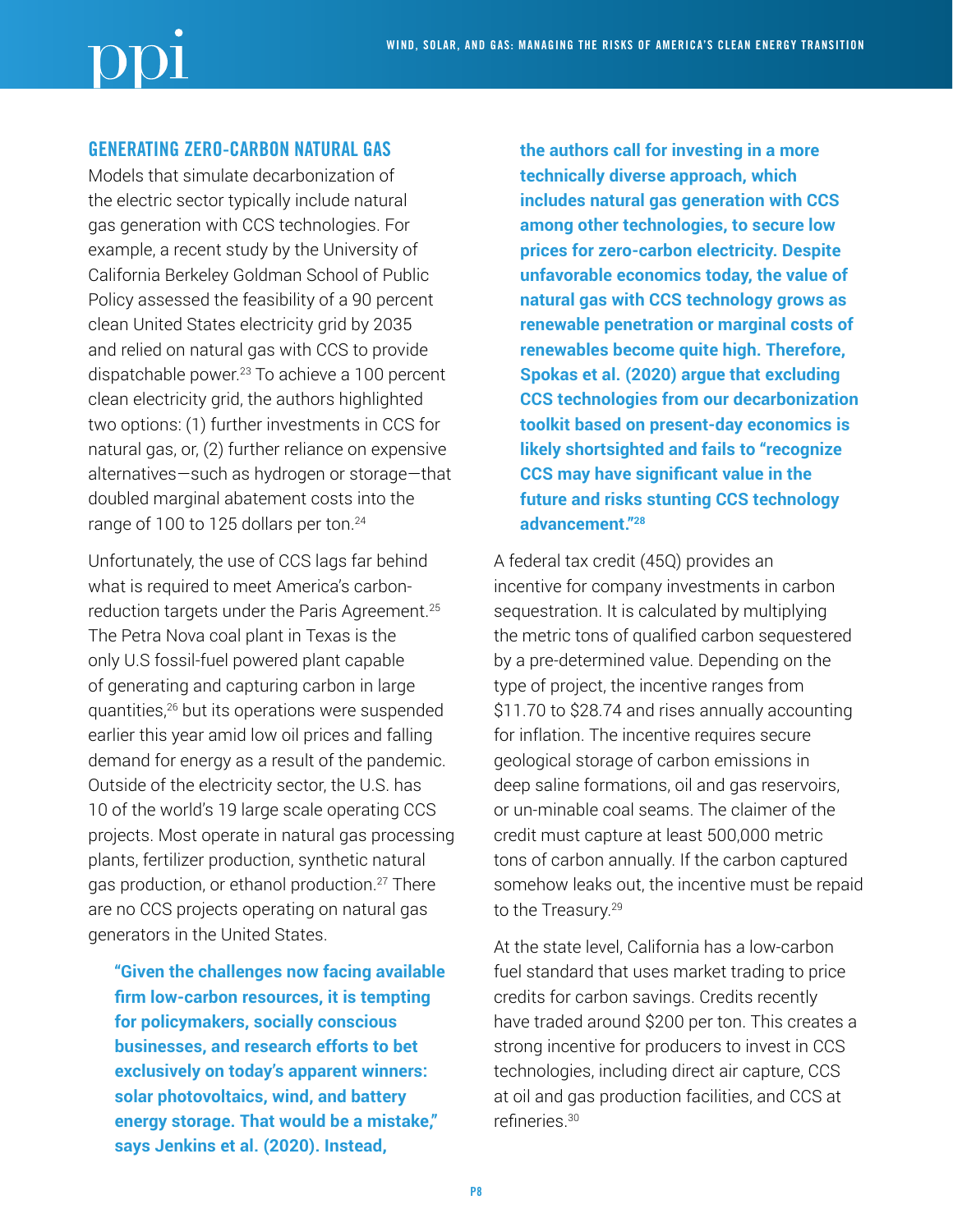## GENERATING ZERO-CARBON NATURAL GAS

Models that simulate decarbonization of the electric sector typically include natural gas generation with CCS technologies. For example, a recent study by the University of California Berkeley Goldman School of Public Policy assessed the feasibility of a 90 percent clean United States electricity grid by 2035 and relied on natural gas with CCS to provide dispatchable power.[23] To achieve a 100 percent clean electricity grid, the authors highlighted two options: (1) further investments in CCS for natural gas, or, (2) further reliance on expensive alternatives—such as hydrogen or storage—that doubled marginal abatement costs into the range of 100 to 125 dollars per ton.[24]

Unfortunately, the use of CCS lags far behind what is required to meet America's carbon-reduction targets under the Paris Agreement.[25] The Petra Nova coal plant in Texas is the only U.S fossil-fuel powered plant capable of generating and capturing carbon in large quantities,[26] but its operations were suspended earlier this year amid low oil prices and falling demand for energy as a result of the pandemic. Outside of the electricity sector, the U.S. has 10 of the world's 19 large scale operating CCS projects. Most operate in natural gas processing plants, fertilizer production, synthetic natural gas production, or ethanol production.[27] There are no CCS projects operating on natural gas generators in the United States.

**"Given the challenges now facing available firm low-carbon resources, it is tempting for policymakers, socially conscious businesses, and research efforts to bet exclusively on today's apparent winners: solar photovoltaics, wind, and battery energy storage. That would be a mistake," says Jenkins et al. (2020). Instead, the authors call for investing in a more technically diverse approach, which includes natural gas generation with CCS among other technologies, to secure low prices for zero-carbon electricity. Despite unfavorable economics today, the value of natural gas with CCS technology grows as renewable penetration or marginal costs of renewables become quite high. Therefore, Spokas et al. (2020) argue that excluding CCS technologies from our decarbonization toolkit based on present-day economics is likely shortsighted and fails to "recognize CCS may have significant value in the future and risks stunting CCS technology advancement."[28]**

A federal tax credit (45Q) provides an incentive for company investments in carbon sequestration. It is calculated by multiplying the metric tons of qualified carbon sequestered by a pre-determined value. Depending on the type of project, the incentive ranges from $11.70 to $28.74 and rises annually accounting for inflation. The incentive requires secure geological storage of carbon emissions in deep saline formations, oil and gas reservoirs, or un-minable coal seams. The claimer of the credit must capture at least 500,000 metric tons of carbon annually. If the carbon captured somehow leaks out, the incentive must be repaid to the Treasury.[29]

At the state level, California has a low-carbon fuel standard that uses market trading to price credits for carbon savings. Credits recently have traded around $200 per ton. This creates a strong incentive for producers to invest in CCS technologies, including direct air capture, CCS at oil and gas production facilities, and CCS at refineries.[30]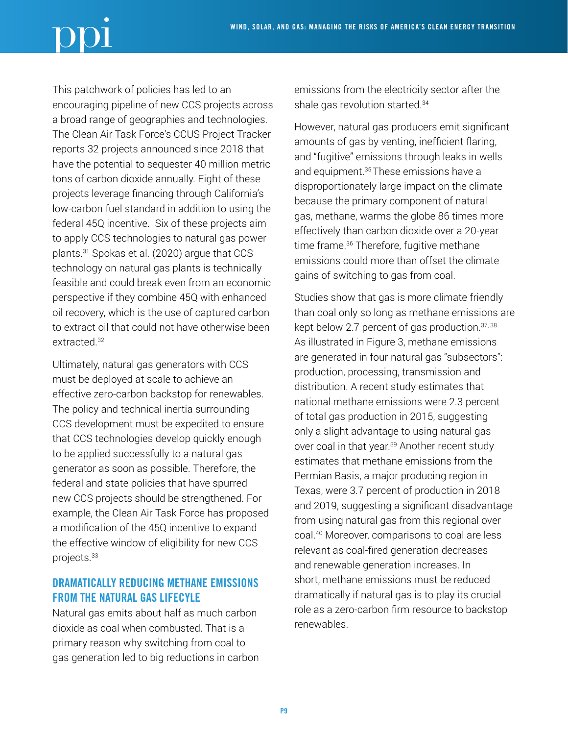This patchwork of policies has led to an encouraging pipeline of new CCS projects across a broad range of geographies and technologies. The Clean Air Task Force's CCUS Project Tracker reports 32 projects announced since 2018 that have the potential to sequester 40 million metric tons of carbon dioxide annually. Eight of these projects leverage financing through California's low-carbon fuel standard in addition to using the federal 45Q incentive. Six of these projects aim to apply CCS technologies to natural gas power plants.[31] Spokas et al. (2020) argue that CCS technology on natural gas plants is technically feasible and could break even from an economic perspective if they combine 45Q with enhanced oil recovery, which is the use of captured carbon to extract oil that could not have otherwise been extracted.[32]

Ultimately, natural gas generators with CCS must be deployed at scale to achieve an effective zero-carbon backstop for renewables. The policy and technical inertia surrounding CCS development must be expedited to ensure that CCS technologies develop quickly enough to be applied successfully to a natural gas generator as soon as possible. Therefore, the federal and state policies that have spurred new CCS projects should be strengthened. For example, the Clean Air Task Force has proposed a modification of the 45Q incentive to expand the effective window of eligibility for new CCS projects.[33]

## DRAMATICALLY REDUCING METHANE EMISSIONS FROM THE NATURAL GAS LIFECYLE

Natural gas emits about half as much carbon dioxide as coal when combusted. That is a primary reason why switching from coal to gas generation led to big reductions in carbon emissions from the electricity sector after the shale gas revolution started.[34]

However, natural gas producers emit significant amounts of gas by venting, inefficient flaring, and "fugitive" emissions through leaks in wells and equipment.[35] These emissions have a disproportionately large impact on the climate because the primary component of natural gas, methane, warms the globe 86 times more effectively than carbon dioxide over a 20-year time frame.[36] Therefore, fugitive methane emissions could more than offset the climate gains of switching to gas from coal.

Studies show that gas is more climate friendly than coal only so long as methane emissions are kept below 2.7 percent of gas production.[37, 38] As illustrated in Figure 3, methane emissions are generated in four natural gas "subsectors": production, processing, transmission and distribution. A recent study estimates that national methane emissions were 2.3 percent of total gas production in 2015, suggesting only a slight advantage to using natural gas over coal in that year.[39] Another recent study estimates that methane emissions from the Permian Basis, a major producing region in Texas, were 3.7 percent of production in 2018 and 2019, suggesting a significant disadvantage from using natural gas from this regional over coal.[40] Moreover, comparisons to coal are less relevant as coal-fired generation decreases and renewable generation increases. In short, methane emissions must be reduced dramatically if natural gas is to play its crucial role as a zero-carbon firm resource to backstop renewables.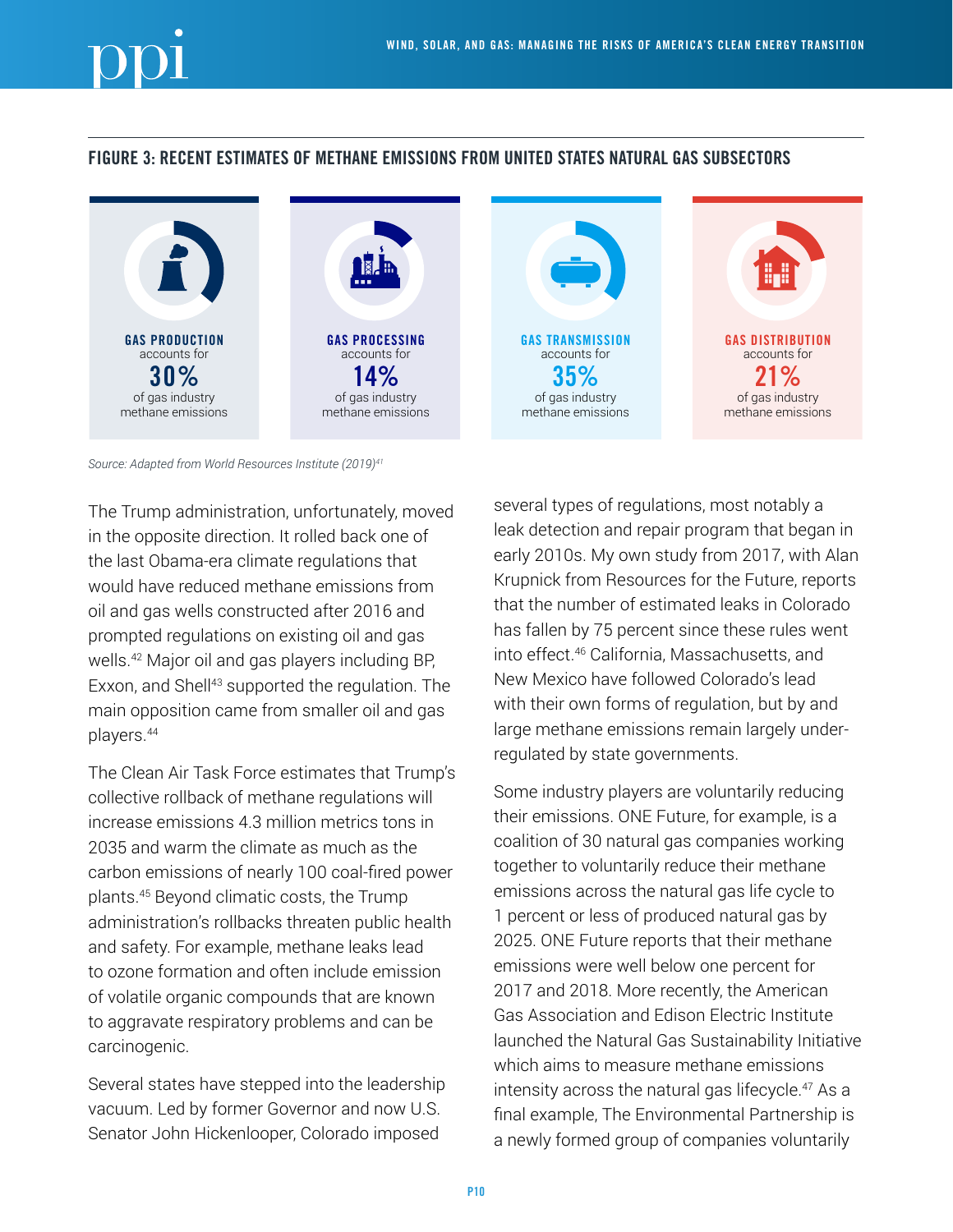## FIGURE 3: RECENT ESTIMATES OF METHANE EMISSIONS FROM UNITED STATES NATURAL GAS SUBSECTORS

**GAS PRODUCTION** accounts for **30%** of gas industry methane emissions

**GAS PROCESSING** accounts for **14%** of gas industry methane emissions

**GAS TRANSMISSION** accounts for **35%** of gas industry methane emissions

**GAS DISTRIBUTION** accounts for **21%** of gas industry methane emissions

*Source: Adapted from World Resources Institute (2019)*[41]

The Trump administration, unfortunately, moved in the opposite direction. It rolled back one of the last Obama-era climate regulations that would have reduced methane emissions from oil and gas wells constructed after 2016 and prompted regulations on existing oil and gas wells.[42] Major oil and gas players including BP, Exxon, and Shell[43] supported the regulation. The main opposition came from smaller oil and gas players.[44]

The Clean Air Task Force estimates that Trump's collective rollback of methane regulations will increase emissions 4.3 million metrics tons in 2035 and warm the climate as much as the carbon emissions of nearly 100 coal-fired power plants.[45] Beyond climatic costs, the Trump administration's rollbacks threaten public health and safety. For example, methane leaks lead to ozone formation and often include emission of volatile organic compounds that are known to aggravate respiratory problems and can be carcinogenic.

Several states have stepped into the leadership vacuum. Led by former Governor and now U.S. Senator John Hickenlooper, Colorado imposed several types of regulations, most notably a leak detection and repair program that began in early 2010s. My own study from 2017, with Alan Krupnick from Resources for the Future, reports that the number of estimated leaks in Colorado has fallen by 75 percent since these rules went into effect.[46] California, Massachusetts, and New Mexico have followed Colorado's lead with their own forms of regulation, but by and large methane emissions remain largely under-regulated by state governments.

Some industry players are voluntarily reducing their emissions. ONE Future, for example, is a coalition of 30 natural gas companies working together to voluntarily reduce their methane emissions across the natural gas life cycle to 1 percent or less of produced natural gas by 2025. ONE Future reports that their methane emissions were well below one percent for 2017 and 2018. More recently, the American Gas Association and Edison Electric Institute launched the Natural Gas Sustainability Initiative which aims to measure methane emissions intensity across the natural gas lifecycle.[47] As a final example, The Environmental Partnership is a newly formed group of companies voluntarily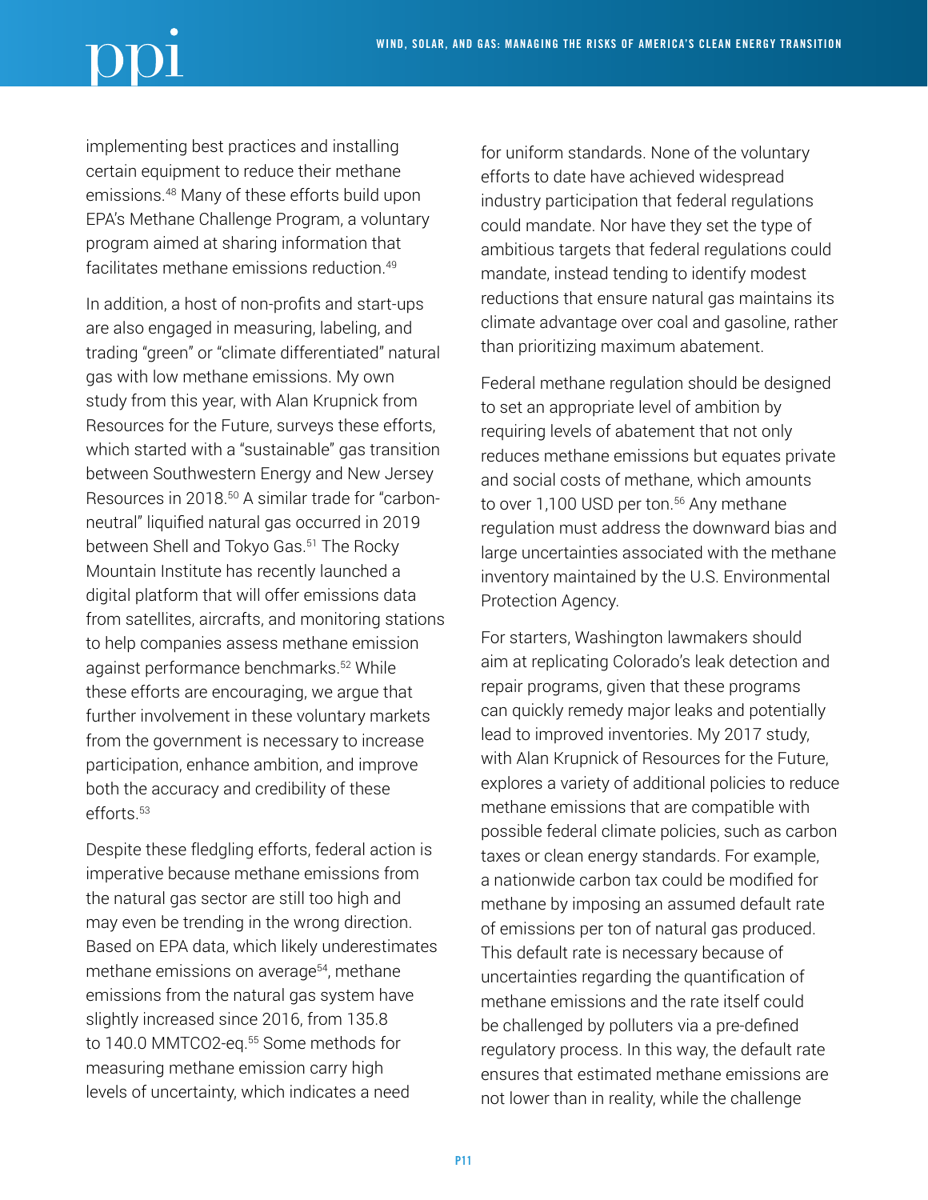implementing best practices and installing certain equipment to reduce their methane emissions.[48] Many of these efforts build upon EPA's Methane Challenge Program, a voluntary program aimed at sharing information that facilitates methane emissions reduction.[49]

In addition, a host of non-profits and start-ups are also engaged in measuring, labeling, and trading "green" or "climate differentiated" natural gas with low methane emissions. My own study from this year, with Alan Krupnick from Resources for the Future, surveys these efforts, which started with a "sustainable" gas transition between Southwestern Energy and New Jersey Resources in 2018.[50] A similar trade for "carbon-neutral" liquified natural gas occurred in 2019 between Shell and Tokyo Gas.[51] The Rocky Mountain Institute has recently launched a digital platform that will offer emissions data from satellites, aircrafts, and monitoring stations to help companies assess methane emission against performance benchmarks.[52] While these efforts are encouraging, we argue that further involvement in these voluntary markets from the government is necessary to increase participation, enhance ambition, and improve both the accuracy and credibility of these efforts.[53]

Despite these fledgling efforts, federal action is imperative because methane emissions from the natural gas sector are still too high and may even be trending in the wrong direction. Based on EPA data, which likely underestimates methane emissions on average[54], methane emissions from the natural gas system have slightly increased since 2016, from 135.8 to 140.0 MMTCO2-eq.[55] Some methods for measuring methane emission carry high levels of uncertainty, which indicates a need for uniform standards. None of the voluntary efforts to date have achieved widespread industry participation that federal regulations could mandate. Nor have they set the type of ambitious targets that federal regulations could mandate, instead tending to identify modest reductions that ensure natural gas maintains its climate advantage over coal and gasoline, rather than prioritizing maximum abatement.

Federal methane regulation should be designed to set an appropriate level of ambition by requiring levels of abatement that not only reduces methane emissions but equates private and social costs of methane, which amounts to over 1,100 USD per ton.[56] Any methane regulation must address the downward bias and large uncertainties associated with the methane inventory maintained by the U.S. Environmental Protection Agency.

For starters, Washington lawmakers should aim at replicating Colorado's leak detection and repair programs, given that these programs can quickly remedy major leaks and potentially lead to improved inventories. My 2017 study, with Alan Krupnick of Resources for the Future, explores a variety of additional policies to reduce methane emissions that are compatible with possible federal climate policies, such as carbon taxes or clean energy standards. For example, a nationwide carbon tax could be modified for methane by imposing an assumed default rate of emissions per ton of natural gas produced. This default rate is necessary because of uncertainties regarding the quantification of methane emissions and the rate itself could be challenged by polluters via a pre-defined regulatory process. In this way, the default rate ensures that estimated methane emissions are not lower than in reality, while the challenge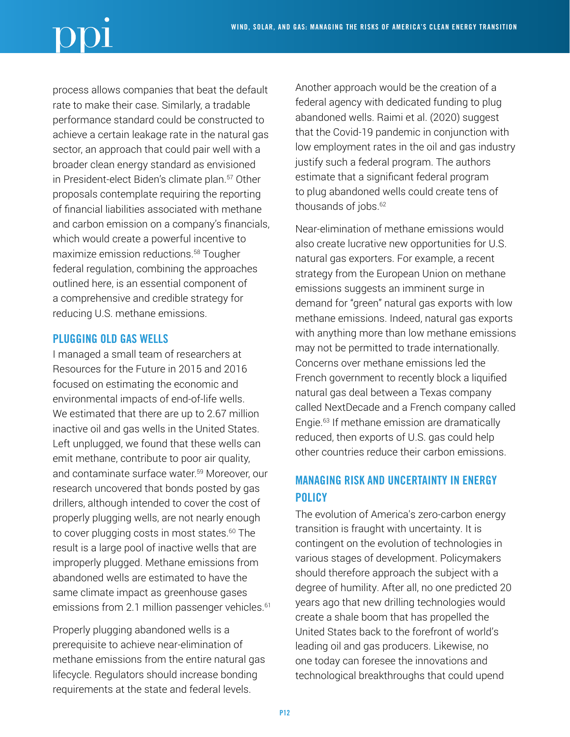process allows companies that beat the default rate to make their case. Similarly, a tradable performance standard could be constructed to achieve a certain leakage rate in the natural gas sector, an approach that could pair well with a broader clean energy standard as envisioned in President-elect Biden's climate plan.[57] Other proposals contemplate requiring the reporting of financial liabilities associated with methane and carbon emission on a company's financials, which would create a powerful incentive to maximize emission reductions.[58] Tougher federal regulation, combining the approaches outlined here, is an essential component of a comprehensive and credible strategy for reducing U.S. methane emissions.

### PLUGGING OLD GAS WELLS

I managed a small team of researchers at Resources for the Future in 2015 and 2016 focused on estimating the economic and environmental impacts of end-of-life wells. We estimated that there are up to 2.67 million inactive oil and gas wells in the United States. Left unplugged, we found that these wells can emit methane, contribute to poor air quality, and contaminate surface water.[59] Moreover, our research uncovered that bonds posted by gas drillers, although intended to cover the cost of properly plugging wells, are not nearly enough to cover plugging costs in most states.[60] The result is a large pool of inactive wells that are improperly plugged. Methane emissions from abandoned wells are estimated to have the same climate impact as greenhouse gases emissions from 2.1 million passenger vehicles.[61]

Properly plugging abandoned wells is a prerequisite to achieve near-elimination of methane emissions from the entire natural gas lifecycle. Regulators should increase bonding requirements at the state and federal levels.

Another approach would be the creation of a federal agency with dedicated funding to plug abandoned wells. Raimi et al. (2020) suggest that the Covid-19 pandemic in conjunction with low employment rates in the oil and gas industry justify such a federal program. The authors estimate that a significant federal program to plug abandoned wells could create tens of thousands of jobs.[62]

Near-elimination of methane emissions would also create lucrative new opportunities for U.S. natural gas exporters. For example, a recent strategy from the European Union on methane emissions suggests an imminent surge in demand for "green" natural gas exports with low methane emissions. Indeed, natural gas exports with anything more than low methane emissions may not be permitted to trade internationally. Concerns over methane emissions led the French government to recently block a liquified natural gas deal between a Texas company called NextDecade and a French company called Engie.[63] If methane emission are dramatically reduced, then exports of U.S. gas could help other countries reduce their carbon emissions.

### MANAGING RISK AND UNCERTAINTY IN ENERGY POLICY

The evolution of America's zero-carbon energy transition is fraught with uncertainty. It is contingent on the evolution of technologies in various stages of development. Policymakers should therefore approach the subject with a degree of humility. After all, no one predicted 20 years ago that new drilling technologies would create a shale boom that has propelled the United States back to the forefront of world's leading oil and gas producers. Likewise, no one today can foresee the innovations and technological breakthroughs that could upend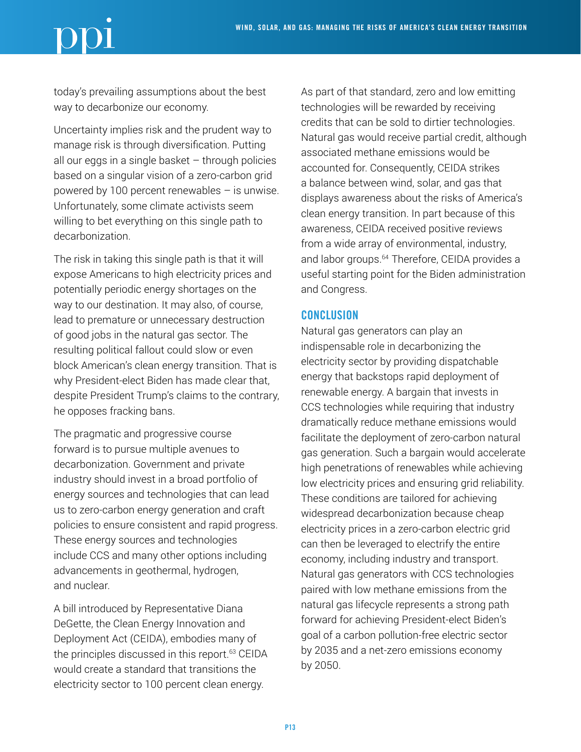today's prevailing assumptions about the best way to decarbonize our economy.

Uncertainty implies risk and the prudent way to manage risk is through diversification. Putting all our eggs in a single basket – through policies based on a singular vision of a zero-carbon grid powered by 100 percent renewables – is unwise. Unfortunately, some climate activists seem willing to bet everything on this single path to decarbonization.

The risk in taking this single path is that it will expose Americans to high electricity prices and potentially periodic energy shortages on the way to our destination. It may also, of course, lead to premature or unnecessary destruction of good jobs in the natural gas sector. The resulting political fallout could slow or even block American's clean energy transition. That is why President-elect Biden has made clear that, despite President Trump's claims to the contrary, he opposes fracking bans.

The pragmatic and progressive course forward is to pursue multiple avenues to decarbonization. Government and private industry should invest in a broad portfolio of energy sources and technologies that can lead us to zero-carbon energy generation and craft policies to ensure consistent and rapid progress. These energy sources and technologies include CCS and many other options including advancements in geothermal, hydrogen, and nuclear.

A bill introduced by Representative Diana DeGette, the Clean Energy Innovation and Deployment Act (CEIDA), embodies many of the principles discussed in this report.[63] CEIDA would create a standard that transitions the electricity sector to 100 percent clean energy. As part of that standard, zero and low emitting technologies will be rewarded by receiving credits that can be sold to dirtier technologies. Natural gas would receive partial credit, although associated methane emissions would be accounted for. Consequently, CEIDA strikes a balance between wind, solar, and gas that displays awareness about the risks of America's clean energy transition. In part because of this awareness, CEIDA received positive reviews from a wide array of environmental, industry, and labor groups.[64] Therefore, CEIDA provides a useful starting point for the Biden administration and Congress.

## CONCLUSION

Natural gas generators can play an indispensable role in decarbonizing the electricity sector by providing dispatchable energy that backstops rapid deployment of renewable energy. A bargain that invests in CCS technologies while requiring that industry dramatically reduce methane emissions would facilitate the deployment of zero-carbon natural gas generation. Such a bargain would accelerate high penetrations of renewables while achieving low electricity prices and ensuring grid reliability. These conditions are tailored for achieving widespread decarbonization because cheap electricity prices in a zero-carbon electric grid can then be leveraged to electrify the entire economy, including industry and transport. Natural gas generators with CCS technologies paired with low methane emissions from the natural gas lifecycle represents a strong path forward for achieving President-elect Biden's goal of a carbon pollution-free electric sector by 2035 and a net-zero emissions economy by 2050.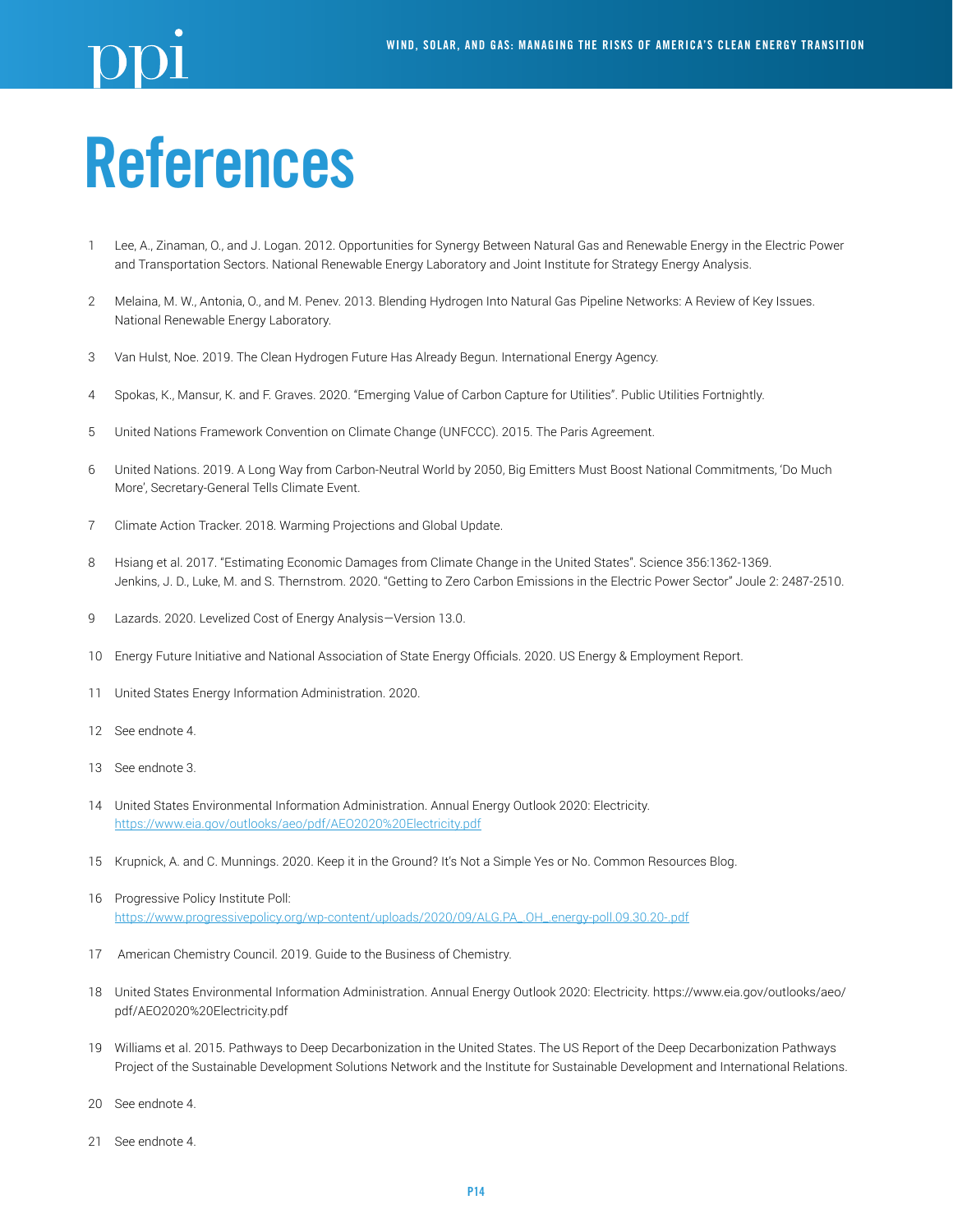# References

1. Lee, A., Zinaman, O., and J. Logan. 2012. Opportunities for Synergy Between Natural Gas and Renewable Energy in the Electric Power and Transportation Sectors. National Renewable Energy Laboratory and Joint Institute for Strategy Energy Analysis.

2. Melaina, M. W., Antonia, O., and M. Penev. 2013. Blending Hydrogen Into Natural Gas Pipeline Networks: A Review of Key Issues. National Renewable Energy Laboratory.

3. Van Hulst, Noe. 2019. The Clean Hydrogen Future Has Already Begun. International Energy Agency.

4. Spokas, K., Mansur, K. and F. Graves. 2020. "Emerging Value of Carbon Capture for Utilities". Public Utilities Fortnightly.

5. United Nations Framework Convention on Climate Change (UNFCCC). 2015. The Paris Agreement.

6. United Nations. 2019. A Long Way from Carbon-Neutral World by 2050, Big Emitters Must Boost National Commitments, 'Do Much More', Secretary-General Tells Climate Event.

7. Climate Action Tracker. 2018. Warming Projections and Global Update.

8. Hsiang et al. 2017. "Estimating Economic Damages from Climate Change in the United States". Science 356:1362-1369. Jenkins, J. D., Luke, M. and S. Thernstrom. 2020. "Getting to Zero Carbon Emissions in the Electric Power Sector" Joule 2: 2487-2510.

9. Lazards. 2020. Levelized Cost of Energy Analysis—Version 13.0.

10. Energy Future Initiative and National Association of State Energy Officials. 2020. US Energy & Employment Report.

11. United States Energy Information Administration. 2020.

12. See endnote 4.

13. See endnote 3.

14. United States Environmental Information Administration. Annual Energy Outlook 2020: Electricity. https://www.eia.gov/outlooks/aeo/pdf/AEO2020%20Electricity.pdf

15. Krupnick, A. and C. Munnings. 2020. Keep it in the Ground? It's Not a Simple Yes or No. Common Resources Blog.

16. Progressive Policy Institute Poll: https://www.progressivepolicy.org/wp-content/uploads/2020/09/ALG.PA_.OH_.energy-poll.09.30.20-.pdf

17. American Chemistry Council. 2019. Guide to the Business of Chemistry.

18. United States Environmental Information Administration. Annual Energy Outlook 2020: Electricity. https://www.eia.gov/outlooks/aeo/pdf/AEO2020%20Electricity.pdf

19. Williams et al. 2015. Pathways to Deep Decarbonization in the United States. The US Report of the Deep Decarbonization Pathways Project of the Sustainable Development Solutions Network and the Institute for Sustainable Development and International Relations.

20. See endnote 4.

21. See endnote 4.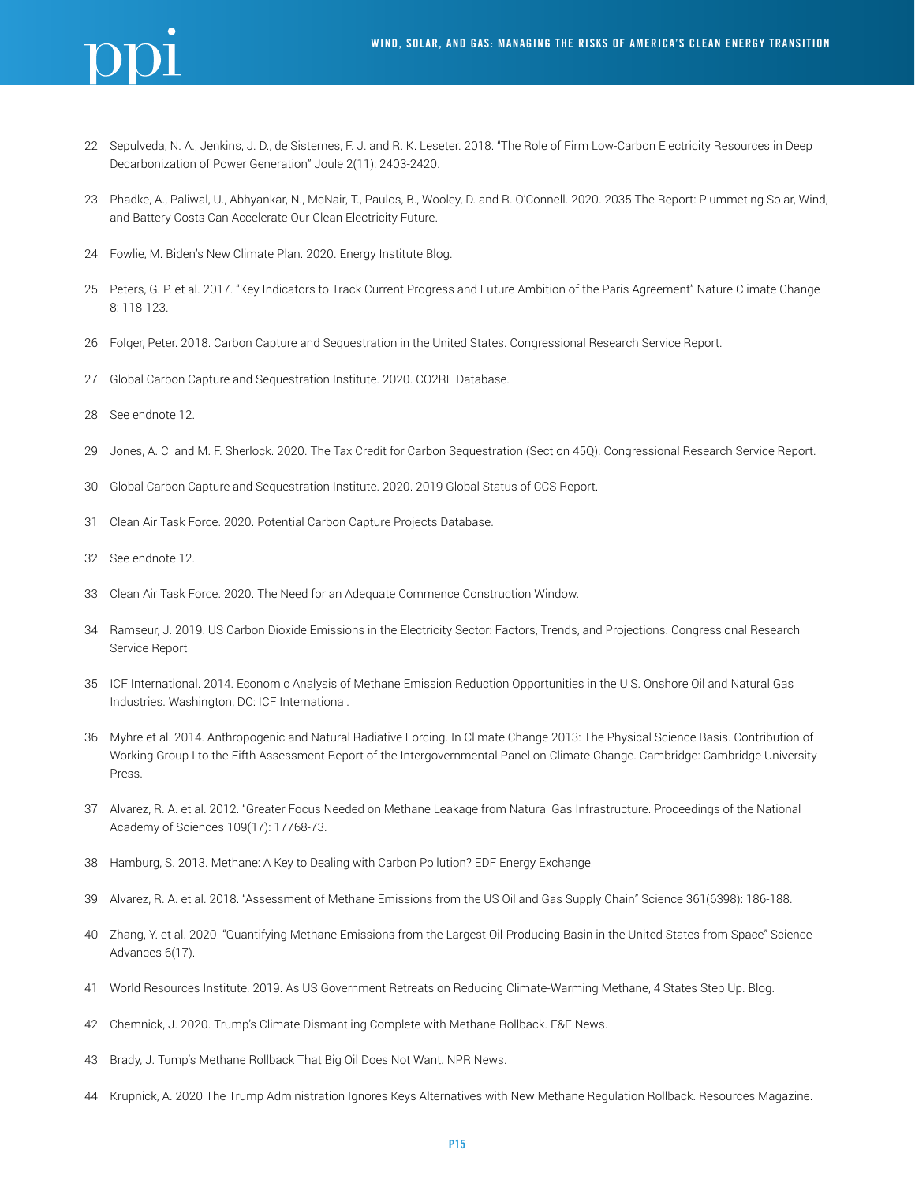22 Sepulveda, N. A., Jenkins, J. D., de Sisternes, F. J. and R. K. Leseter. 2018. "The Role of Firm Low-Carbon Electricity Resources in Deep Decarbonization of Power Generation" Joule 2(11): 2403-2420.

23 Phadke, A., Paliwal, U., Abhyankar, N., McNair, T., Paulos, B., Wooley, D. and R. O'Connell. 2020. 2035 The Report: Plummeting Solar, Wind, and Battery Costs Can Accelerate Our Clean Electricity Future.

24 Fowlie, M. Biden's New Climate Plan. 2020. Energy Institute Blog.

25 Peters, G. P. et al. 2017. "Key Indicators to Track Current Progress and Future Ambition of the Paris Agreement" Nature Climate Change 8: 118-123.

26 Folger, Peter. 2018. Carbon Capture and Sequestration in the United States. Congressional Research Service Report.

27 Global Carbon Capture and Sequestration Institute. 2020. CO2RE Database.

28 See endnote 12.

29 Jones, A. C. and M. F. Sherlock. 2020. The Tax Credit for Carbon Sequestration (Section 45Q). Congressional Research Service Report.

30 Global Carbon Capture and Sequestration Institute. 2020. 2019 Global Status of CCS Report.

31 Clean Air Task Force. 2020. Potential Carbon Capture Projects Database.

32 See endnote 12.

33 Clean Air Task Force. 2020. The Need for an Adequate Commence Construction Window.

34 Ramseur, J. 2019. US Carbon Dioxide Emissions in the Electricity Sector: Factors, Trends, and Projections. Congressional Research Service Report.

35 ICF International. 2014. Economic Analysis of Methane Emission Reduction Opportunities in the U.S. Onshore Oil and Natural Gas Industries. Washington, DC: ICF International.

36 Myhre et al. 2014. Anthropogenic and Natural Radiative Forcing. In Climate Change 2013: The Physical Science Basis. Contribution of Working Group I to the Fifth Assessment Report of the Intergovernmental Panel on Climate Change. Cambridge: Cambridge University Press.

37 Alvarez, R. A. et al. 2012. "Greater Focus Needed on Methane Leakage from Natural Gas Infrastructure. Proceedings of the National Academy of Sciences 109(17): 17768-73.

38 Hamburg, S. 2013. Methane: A Key to Dealing with Carbon Pollution? EDF Energy Exchange.

39 Alvarez, R. A. et al. 2018. "Assessment of Methane Emissions from the US Oil and Gas Supply Chain" Science 361(6398): 186-188.

40 Zhang, Y. et al. 2020. "Quantifying Methane Emissions from the Largest Oil-Producing Basin in the United States from Space" Science Advances 6(17).

41 World Resources Institute. 2019. As US Government Retreats on Reducing Climate-Warming Methane, 4 States Step Up. Blog.

42 Chemnick, J. 2020. Trump's Climate Dismantling Complete with Methane Rollback. E&E News.

43 Brady, J. Tump's Methane Rollback That Big Oil Does Not Want. NPR News.

44 Krupnick, A. 2020 The Trump Administration Ignores Keys Alternatives with New Methane Regulation Rollback. Resources Magazine.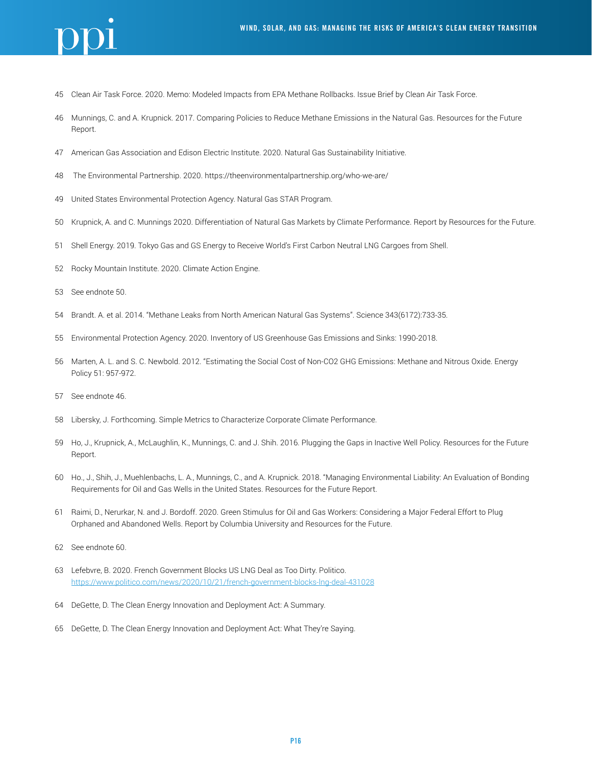45 Clean Air Task Force. 2020. Memo: Modeled Impacts from EPA Methane Rollbacks. Issue Brief by Clean Air Task Force.

46 Munnings, C. and A. Krupnick. 2017. Comparing Policies to Reduce Methane Emissions in the Natural Gas. Resources for the Future Report.

47 American Gas Association and Edison Electric Institute. 2020. Natural Gas Sustainability Initiative.

48 The Environmental Partnership. 2020. https://theenvironmentalpartnership.org/who-we-are/

49 United States Environmental Protection Agency. Natural Gas STAR Program.

50 Krupnick, A. and C. Munnings 2020. Differentiation of Natural Gas Markets by Climate Performance. Report by Resources for the Future.

51 Shell Energy. 2019. Tokyo Gas and GS Energy to Receive World's First Carbon Neutral LNG Cargoes from Shell.

52 Rocky Mountain Institute. 2020. Climate Action Engine.

53 See endnote 50.

54 Brandt. A. et al. 2014. "Methane Leaks from North American Natural Gas Systems". Science 343(6172):733-35.

55 Environmental Protection Agency. 2020. Inventory of US Greenhouse Gas Emissions and Sinks: 1990-2018.

56 Marten, A. L. and S. C. Newbold. 2012. "Estimating the Social Cost of Non-CO2 GHG Emissions: Methane and Nitrous Oxide. Energy Policy 51: 957-972.

57 See endnote 46.

58 Libersky, J. Forthcoming. Simple Metrics to Characterize Corporate Climate Performance.

59 Ho, J., Krupnick, A., McLaughlin, K., Munnings, C. and J. Shih. 2016. Plugging the Gaps in Inactive Well Policy. Resources for the Future Report.

60 Ho., J., Shih, J., Muehlenbachs, L. A., Munnings, C., and A. Krupnick. 2018. "Managing Environmental Liability: An Evaluation of Bonding Requirements for Oil and Gas Wells in the United States. Resources for the Future Report.

61 Raimi, D., Nerurkar, N. and J. Bordoff. 2020. Green Stimulus for Oil and Gas Workers: Considering a Major Federal Effort to Plug Orphaned and Abandoned Wells. Report by Columbia University and Resources for the Future.

62 See endnote 60.

63 Lefebvre, B. 2020. French Government Blocks US LNG Deal as Too Dirty. Politico. https://www.politico.com/news/2020/10/21/french-government-blocks-lng-deal-431028

64 DeGette, D. The Clean Energy Innovation and Deployment Act: A Summary.

65 DeGette, D. The Clean Energy Innovation and Deployment Act: What They're Saying.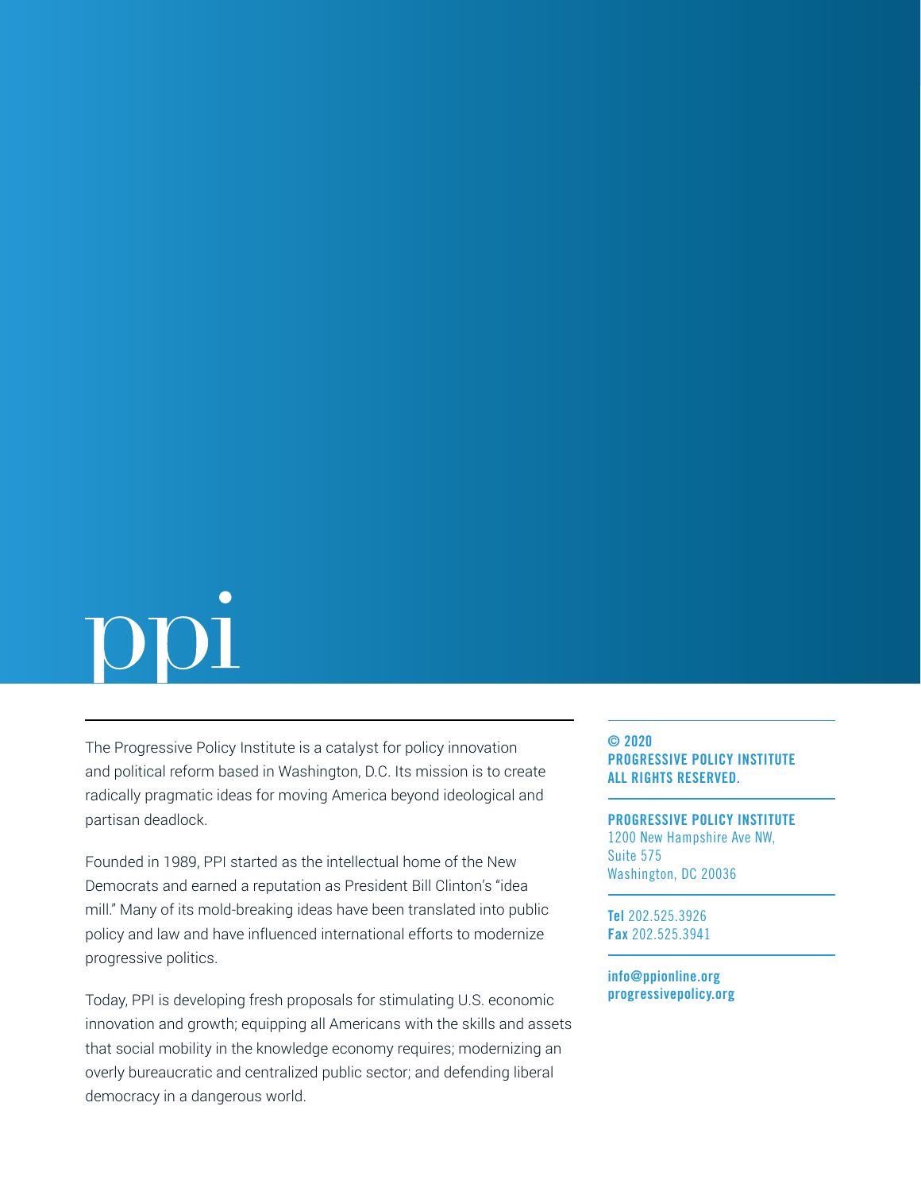ppi

The Progressive Policy Institute is a catalyst for policy innovation and political reform based in Washington, D.C. Its mission is to create radically pragmatic ideas for moving America beyond ideological and partisan deadlock.

Founded in 1989, PPI started as the intellectual home of the New Democrats and earned a reputation as President Bill Clinton's "idea mill." Many of its mold-breaking ideas have been translated into public policy and law and have influenced international efforts to modernize progressive politics.

Today, PPI is developing fresh proposals for stimulating U.S. economic innovation and growth; equipping all Americans with the skills and assets that social mobility in the knowledge economy requires; modernizing an overly bureaucratic and centralized public sector; and defending liberal democracy in a dangerous world.

**© 2020**
**PROGRESSIVE POLICY INSTITUTE**
**ALL RIGHTS RESERVED.**

**PROGRESSIVE POLICY INSTITUTE**
1200 New Hampshire Ave NW,
Suite 575
Washington, DC 20036

**Tel** 202.525.3926
**Fax** 202.525.3941

**info@ppionline.org**
**progressivepolicy.org**